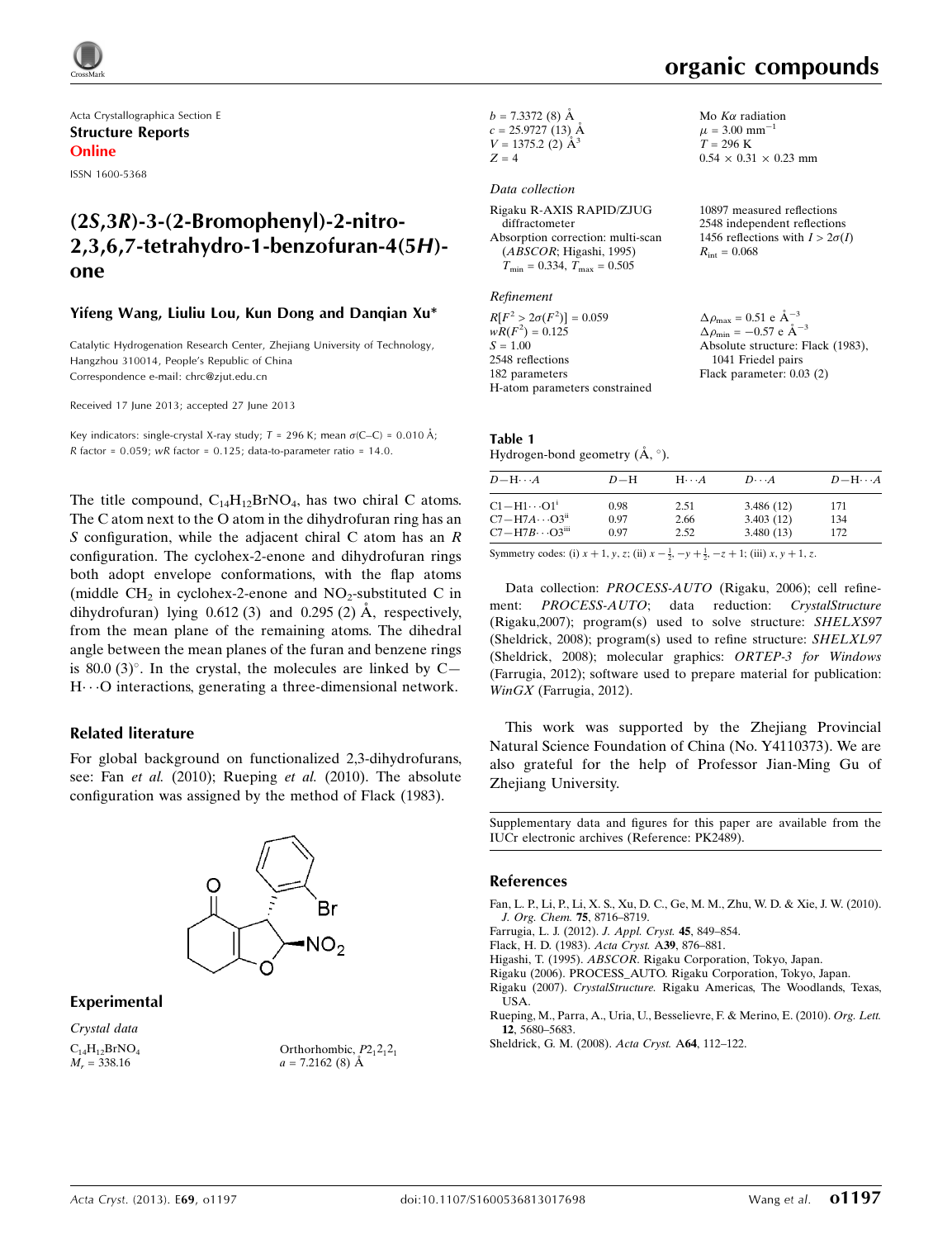Acta Crystallographica Section E
**Structure Reports Online**
ISSN 1600-5368

# (2*S*,3*R*)-3-(2-Bromophenyl)-2-nitro-2,3,6,7-tetrahydro-1-benzofuran-4(5*H*)-one

**Yifeng Wang, Liuliu Lou, Kun Dong and Danqian Xu***

Catalytic Hydrogenation Research Center, Zhejiang University of Technology, Hangzhou 310014, People's Republic of China
Correspondence e-mail: chrc@zjut.edu.cn

Received 17 June 2013; accepted 27 June 2013

Key indicators: single-crystal X-ray study; $T$ = 296 K; mean $\sigma$(C–C) = 0.010 Å; $R$ factor = 0.059; $wR$ factor = 0.125; data-to-parameter ratio = 14.0.

The title compound, $C_{14}H_{12}BrNO_4$, has two chiral C atoms. The C atom next to the O atom in the dihydrofuran ring has an *S* configuration, while the adjacent chiral C atom has an *R* configuration. The cyclohex-2-enone and dihydrofuran rings both adopt envelope conformations, with the flap atoms (middle $CH_2$ in cyclohex-2-enone and $NO_2$-substituted C in dihydrofuran) lying 0.612 (3) and 0.295 (2) Å, respectively, from the mean plane of the remaining atoms. The dihedral angle between the mean planes of the furan and benzene rings is 80.0 (3)°. In the crystal, the molecules are linked by C—H⋯O interactions, generating a three-dimensional network.

## Related literature

For global background on functionalized 2,3-dihydrofurans, see: Fan *et al.* (2010); Rueping *et al.* (2010). The absolute configuration was assigned by the method of Flack (1983).

## Experimental

### Crystal data

$C_{14}H_{12}BrNO_4$
$M_r$ = 338.16
Orthorhombic, $P2_12_12_1$
$a$ = 7.2162 (8) Å
$b$ = 7.3372 (8) Å
$c$ = 25.9727 (13) Å
$V$ = 1375.2 (2) Å$^3$
$Z$ = 4
Mo $K\alpha$ radiation
$\mu$ = 3.00 mm$^{-1}$
$T$ = 296 K
0.54 × 0.31 × 0.23 mm

### Data collection

Rigaku R-AXIS RAPID/ZJUG diffractometer
Absorption correction: multi-scan (*ABSCOR*; Higashi, 1995)
$T_{min}$ = 0.334, $T_{max}$ = 0.505
10897 measured reflections
2548 independent reflections
1456 reflections with $I > 2\sigma(I)$
$R_{int}$ = 0.068

### Refinement

$R[F^2 > 2\sigma(F^2)]$ = 0.059
$wR(F^2)$ = 0.125
$S$ = 1.00
2548 reflections
182 parameters
H-atom parameters constrained
$\Delta\rho_{max}$ = 0.51 e Å$^{-3}$
$\Delta\rho_{min}$ = −0.57 e Å$^{-3}$
Absolute structure: Flack (1983), 1041 Friedel pairs
Flack parameter: 0.03 (2)

**Table 1**
Hydrogen-bond geometry (Å, °).

| $D$—H⋯$A$ | $D$—H | H⋯$A$ | $D$⋯$A$ | $D$—H⋯$A$ |
|---|---|---|---|---|
| C1—H1⋯O1$^{i}$ | 0.98 | 2.51 | 3.486 (12) | 171 |
| C7—H7$A$⋯O3$^{ii}$ | 0.97 | 2.66 | 3.403 (12) | 134 |
| C7—H7$B$⋯O3$^{iii}$ | 0.97 | 2.52 | 3.480 (13) | 172 |

Symmetry codes: (i) $x+1, y, z$; (ii) $x-\frac{1}{2}, -y+\frac{1}{2}, -z+1$; (iii) $x, y+1, z$.

Data collection: *PROCESS-AUTO* (Rigaku, 2006); cell refinement: *PROCESS-AUTO*; data reduction: *CrystalStructure* (Rigaku,2007); program(s) used to solve structure: *SHELXS97* (Sheldrick, 2008); program(s) used to refine structure: *SHELXL97* (Sheldrick, 2008); molecular graphics: *ORTEP-3 for Windows* (Farrugia, 2012); software used to prepare material for publication: *WinGX* (Farrugia, 2012).

This work was supported by the Zhejiang Provincial Natural Science Foundation of China (No. Y4110373). We are also grateful for the help of Professor Jian-Ming Gu of Zhejiang University.

Supplementary data and figures for this paper are available from the IUCr electronic archives (Reference: PK2489).

## References

Fan, L. P., Li, P., Li, X. S., Xu, D. C., Ge, M. M., Zhu, W. D. & Xie, J. W. (2010). *J. Org. Chem.* **75**, 8716–8719.
Farrugia, L. J. (2012). *J. Appl. Cryst.* **45**, 849–854.
Flack, H. D. (1983). *Acta Cryst.* A**39**, 876–881.
Higashi, T. (1995). *ABSCOR*. Rigaku Corporation, Tokyo, Japan.
Rigaku (2006). PROCESS_AUTO. Rigaku Corporation, Tokyo, Japan.
Rigaku (2007). *CrystalStructure*. Rigaku Americas, The Woodlands, Texas, USA.
Rueping, M., Parra, A., Uria, U., Besselievre, F. & Merino, E. (2010). *Org. Lett.* **12**, 5680–5683.
Sheldrick, G. M. (2008). *Acta Cryst.* A**64**, 112–122.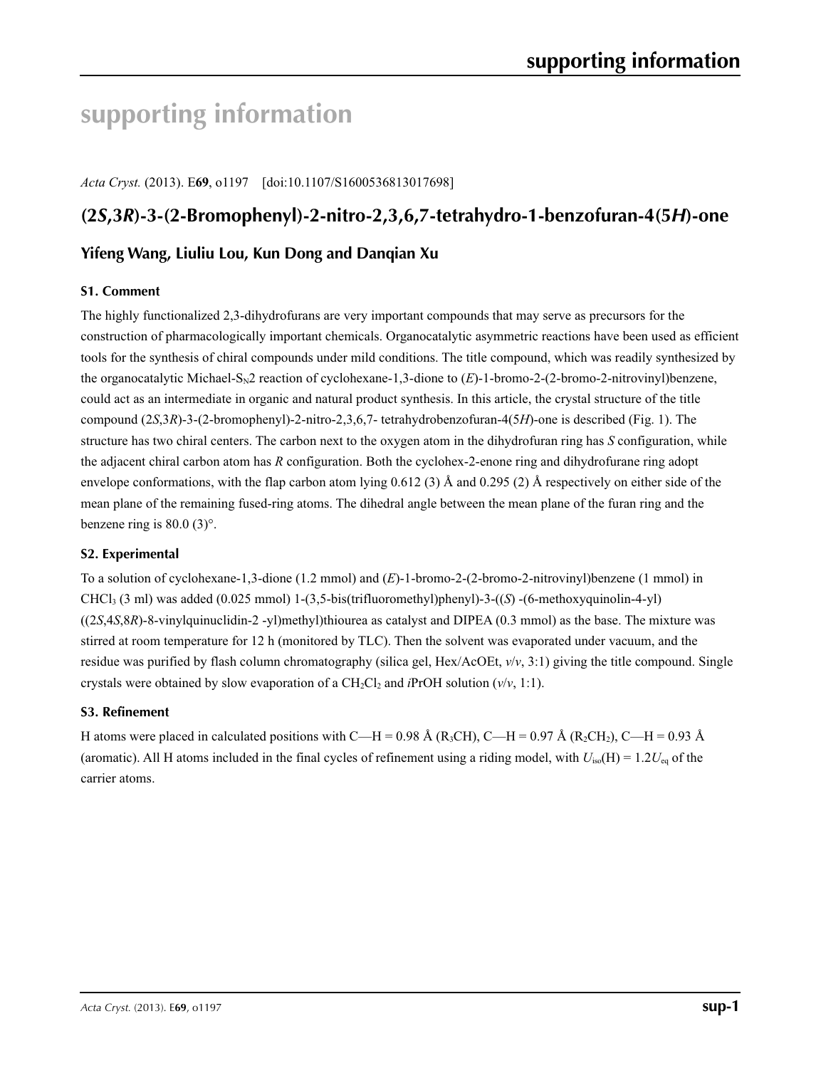# supporting information

*Acta Cryst.* (2013). E**69**, o1197 [doi:10.1107/S1600536813017698]

## (2*S*,3*R*)-3-(2-Bromophenyl)-2-nitro-2,3,6,7-tetrahydro-1-benzofuran-4(5*H*)-one

### Yifeng Wang, Liuliu Lou, Kun Dong and Danqian Xu

#### S1. Comment

The highly functionalized 2,3-dihydrofurans are very important compounds that may serve as precursors for the construction of pharmacologically important chemicals. Organocatalytic asymmetric reactions have been used as efficient tools for the synthesis of chiral compounds under mild conditions. The title compound, which was readily synthesized by the organocatalytic Michael-$S_N2$ reaction of cyclohexane-1,3-dione to (*E*)-1-bromo-2-(2-bromo-2-nitrovinyl)benzene, could act as an intermediate in organic and natural product synthesis. In this article, the crystal structure of the title compound (2*S*,3*R*)-3-(2-bromophenyl)-2-nitro-2,3,6,7- tetrahydrobenzofuran-4(5*H*)-one is described (Fig. 1). The structure has two chiral centers. The carbon next to the oxygen atom in the dihydrofuran ring has *S* configuration, while the adjacent chiral carbon atom has *R* configuration. Both the cyclohex-2-enone ring and dihydrofurane ring adopt envelope conformations, with the flap carbon atom lying 0.612 (3) Å and 0.295 (2) Å respectively on either side of the mean plane of the remaining fused-ring atoms. The dihedral angle between the mean plane of the furan ring and the benzene ring is 80.0 (3)°.

#### S2. Experimental

To a solution of cyclohexane-1,3-dione (1.2 mmol) and (*E*)-1-bromo-2-(2-bromo-2-nitrovinyl)benzene (1 mmol) in $CHCl_3$ (3 ml) was added (0.025 mmol) 1-(3,5-bis(trifluoromethyl)phenyl)-3-((*S*) -(6-methoxyquinolin-4-yl) ((2*S*,4*S*,8*R*)-8-vinylquinuclidin-2 -yl)methyl)thiourea as catalyst and DIPEA (0.3 mmol) as the base. The mixture was stirred at room temperature for 12 h (monitored by TLC). Then the solvent was evaporated under vacuum, and the residue was purified by flash column chromatography (silica gel, Hex/AcOEt, *v*/*v*, 3:1) giving the title compound. Single crystals were obtained by slow evaporation of a $CH_2Cl_2$ and *i*PrOH solution (*v*/*v*, 1:1).

#### S3. Refinement

H atoms were placed in calculated positions with C—H = 0.98 Å ($R_3CH$), C—H = 0.97 Å ($R_2CH_2$), C—H = 0.93 Å (aromatic). All H atoms included in the final cycles of refinement using a riding model, with $U_{iso}(H) = 1.2U_{eq}$ of the carrier atoms.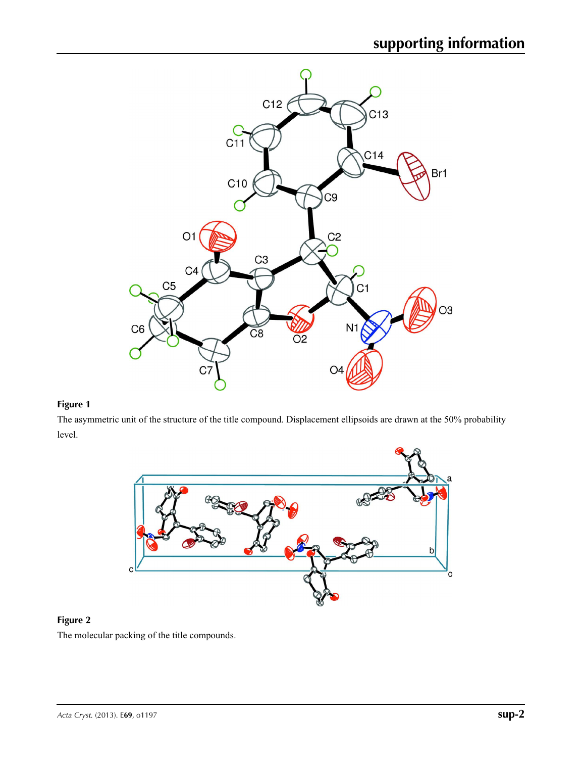**Figure 1**

The asymmetric unit of the structure of the title compound. Displacement ellipsoids are drawn at the 50% probability level.

**Figure 2**

The molecular packing of the title compounds.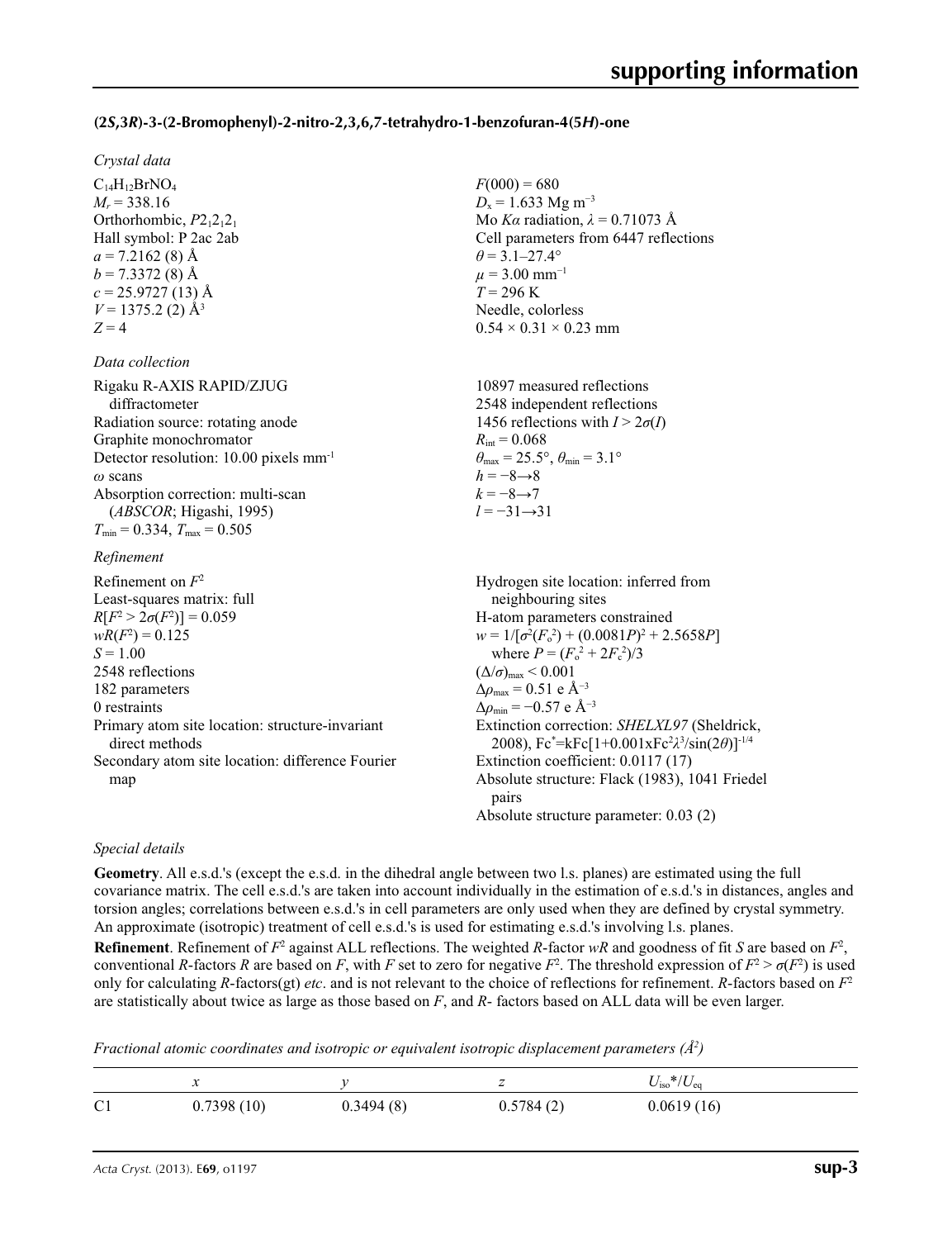### (2*S*,3*R*)-3-(2-Bromophenyl)-2-nitro-2,3,6,7-tetrahydro-1-benzofuran-4(5*H*)-one

*Crystal data*

$C_{14}H_{12}BrNO_4$
$M_r = 338.16$
Orthorhombic, $P2_12_12_1$
Hall symbol: P 2ac 2ab
$a = 7.2162$ (8) Å
$b = 7.3372$ (8) Å
$c = 25.9727$ (13) Å
$V = 1375.2$ (2) Å$^3$
$Z = 4$
$F(000) = 680$
$D_x = 1.633$ Mg m$^{-3}$
Mo $K\alpha$ radiation, $\lambda = 0.71073$ Å
Cell parameters from 6447 reflections
$\theta = 3.1$–$27.4°$
$\mu = 3.00$ mm$^{-1}$
$T = 296$ K
Needle, colorless
$0.54 \times 0.31 \times 0.23$ mm

*Data collection*

Rigaku R-AXIS RAPID/ZJUG diffractometer
Radiation source: rotating anode
Graphite monochromator
Detector resolution: 10.00 pixels mm$^{-1}$
$\omega$ scans
Absorption correction: multi-scan (*ABSCOR*; Higashi, 1995)
$T_{min} = 0.334$, $T_{max} = 0.505$
10897 measured reflections
2548 independent reflections
1456 reflections with $I > 2\sigma(I)$
$R_{int} = 0.068$
$\theta_{max} = 25.5°$, $\theta_{min} = 3.1°$
$h = -8 \rightarrow 8$
$k = -8 \rightarrow 7$
$l = -31 \rightarrow 31$

*Refinement*

Refinement on $F^2$
Least-squares matrix: full
$R[F^2 > 2\sigma(F^2)] = 0.059$
$wR(F^2) = 0.125$
$S = 1.00$
2548 reflections
182 parameters
0 restraints
Primary atom site location: structure-invariant direct methods
Secondary atom site location: difference Fourier map
Hydrogen site location: inferred from neighbouring sites
H-atom parameters constrained
$w = 1/[\sigma^2(F_o^2) + (0.0081P)^2 + 2.5658P]$
where $P = (F_o^2 + 2F_c^2)/3$
$(\Delta/\sigma)_{max} < 0.001$
$\Delta\rho_{max} = 0.51$ e Å$^{-3}$
$\Delta\rho_{min} = -0.57$ e Å$^{-3}$
Extinction correction: *SHELXL97* (Sheldrick, 2008), $Fc^*=kFc[1+0.001xFc^2\lambda^3/\sin(2\theta)]^{-1/4}$
Extinction coefficient: 0.0117 (17)
Absolute structure: Flack (1983), 1041 Friedel pairs
Absolute structure parameter: 0.03 (2)

*Special details*

**Geometry**. All e.s.d.'s (except the e.s.d. in the dihedral angle between two l.s. planes) are estimated using the full covariance matrix. The cell e.s.d.'s are taken into account individually in the estimation of e.s.d.'s in distances, angles and torsion angles; correlations between e.s.d.'s in cell parameters are only used when they are defined by crystal symmetry. An approximate (isotropic) treatment of cell e.s.d.'s is used for estimating e.s.d.'s involving l.s. planes.

**Refinement**. Refinement of $F^2$ against ALL reflections. The weighted *R*-factor *wR* and goodness of fit *S* are based on $F^2$, conventional *R*-factors *R* are based on *F*, with *F* set to zero for negative $F^2$. The threshold expression of $F^2 > \sigma(F^2)$ is used only for calculating *R*-factors(gt) *etc*. and is not relevant to the choice of reflections for refinement. *R*-factors based on $F^2$ are statistically about twice as large as those based on *F*, and *R*- factors based on ALL data will be even larger.

*Fractional atomic coordinates and isotropic or equivalent isotropic displacement parameters (Å$^2$)*

| | *x* | *y* | *z* | $U_{iso}$*/$U_{eq}$ |
|---|---|---|---|---|
| C1 | 0.7398 (10) | 0.3494 (8) | 0.5784 (2) | 0.0619 (16) |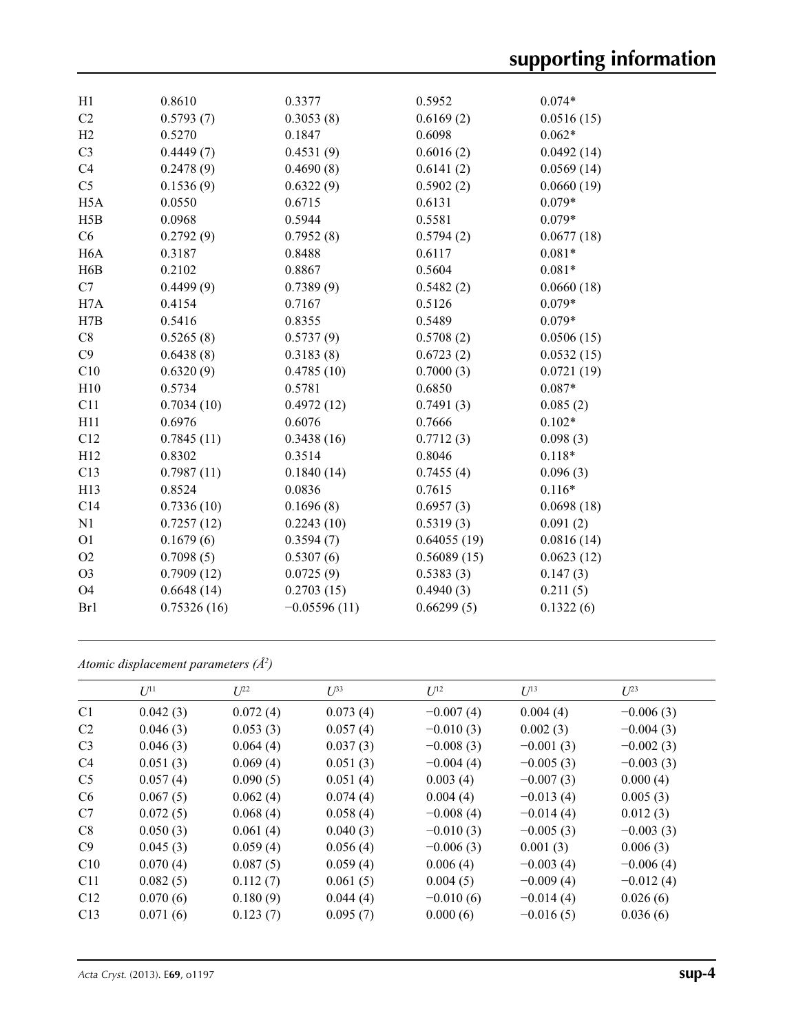| | | | | |
|---|---|---|---|---|
| H1 | 0.8610 | 0.3377 | 0.5952 | 0.074* |
| C2 | 0.5793 (7) | 0.3053 (8) | 0.6169 (2) | 0.0516 (15) |
| H2 | 0.5270 | 0.1847 | 0.6098 | 0.062* |
| C3 | 0.4449 (7) | 0.4531 (9) | 0.6016 (2) | 0.0492 (14) |
| C4 | 0.2478 (9) | 0.4690 (8) | 0.6141 (2) | 0.0569 (14) |
| C5 | 0.1536 (9) | 0.6322 (9) | 0.5902 (2) | 0.0660 (19) |
| H5A | 0.0550 | 0.6715 | 0.6131 | 0.079* |
| H5B | 0.0968 | 0.5944 | 0.5581 | 0.079* |
| C6 | 0.2792 (9) | 0.7952 (8) | 0.5794 (2) | 0.0677 (18) |
| H6A | 0.3187 | 0.8488 | 0.6117 | 0.081* |
| H6B | 0.2102 | 0.8867 | 0.5604 | 0.081* |
| C7 | 0.4499 (9) | 0.7389 (9) | 0.5482 (2) | 0.0660 (18) |
| H7A | 0.4154 | 0.7167 | 0.5126 | 0.079* |
| H7B | 0.5416 | 0.8355 | 0.5489 | 0.079* |
| C8 | 0.5265 (8) | 0.5737 (9) | 0.5708 (2) | 0.0506 (15) |
| C9 | 0.6438 (8) | 0.3183 (8) | 0.6723 (2) | 0.0532 (15) |
| C10 | 0.6320 (9) | 0.4785 (10) | 0.7000 (3) | 0.0721 (19) |
| H10 | 0.5734 | 0.5781 | 0.6850 | 0.087* |
| C11 | 0.7034 (10) | 0.4972 (12) | 0.7491 (3) | 0.085 (2) |
| H11 | 0.6976 | 0.6076 | 0.7666 | 0.102* |
| C12 | 0.7845 (11) | 0.3438 (16) | 0.7712 (3) | 0.098 (3) |
| H12 | 0.8302 | 0.3514 | 0.8046 | 0.118* |
| C13 | 0.7987 (11) | 0.1840 (14) | 0.7455 (4) | 0.096 (3) |
| H13 | 0.8524 | 0.0836 | 0.7615 | 0.116* |
| C14 | 0.7336 (10) | 0.1696 (8) | 0.6957 (3) | 0.0698 (18) |
| N1 | 0.7257 (12) | 0.2243 (10) | 0.5319 (3) | 0.091 (2) |
| O1 | 0.1679 (6) | 0.3594 (7) | 0.64055 (19) | 0.0816 (14) |
| O2 | 0.7098 (5) | 0.5307 (6) | 0.56089 (15) | 0.0623 (12) |
| O3 | 0.7909 (12) | 0.0725 (9) | 0.5383 (3) | 0.147 (3) |
| O4 | 0.6648 (14) | 0.2703 (15) | 0.4940 (3) | 0.211 (5) |
| Br1 | 0.75326 (16) | −0.05596 (11) | 0.66299 (5) | 0.1322 (6) |

*Atomic displacement parameters (Å²)*

| | $U^{11}$ | $U^{22}$ | $U^{33}$ | $U^{12}$ | $U^{13}$ | $U^{23}$ |
|---|---|---|---|---|---|---|
| C1 | 0.042 (3) | 0.072 (4) | 0.073 (4) | −0.007 (4) | 0.004 (4) | −0.006 (3) |
| C2 | 0.046 (3) | 0.053 (3) | 0.057 (4) | −0.010 (3) | 0.002 (3) | −0.004 (3) |
| C3 | 0.046 (3) | 0.064 (4) | 0.037 (3) | −0.008 (3) | −0.001 (3) | −0.002 (3) |
| C4 | 0.051 (3) | 0.069 (4) | 0.051 (3) | −0.004 (4) | −0.005 (3) | −0.003 (3) |
| C5 | 0.057 (4) | 0.090 (5) | 0.051 (4) | 0.003 (4) | −0.007 (3) | 0.000 (4) |
| C6 | 0.067 (5) | 0.062 (4) | 0.074 (4) | 0.004 (4) | −0.013 (4) | 0.005 (3) |
| C7 | 0.072 (5) | 0.068 (4) | 0.058 (4) | −0.008 (4) | −0.014 (4) | 0.012 (3) |
| C8 | 0.050 (3) | 0.061 (4) | 0.040 (3) | −0.010 (3) | −0.005 (3) | −0.003 (3) |
| C9 | 0.045 (3) | 0.059 (4) | 0.056 (4) | −0.006 (3) | 0.001 (3) | 0.006 (3) |
| C10 | 0.070 (4) | 0.087 (5) | 0.059 (4) | 0.006 (4) | −0.003 (4) | −0.006 (4) |
| C11 | 0.082 (5) | 0.112 (7) | 0.061 (5) | 0.004 (5) | −0.009 (4) | −0.012 (4) |
| C12 | 0.070 (6) | 0.180 (9) | 0.044 (4) | −0.010 (6) | −0.014 (4) | 0.026 (6) |
| C13 | 0.071 (6) | 0.123 (7) | 0.095 (7) | 0.000 (6) | −0.016 (5) | 0.036 (6) |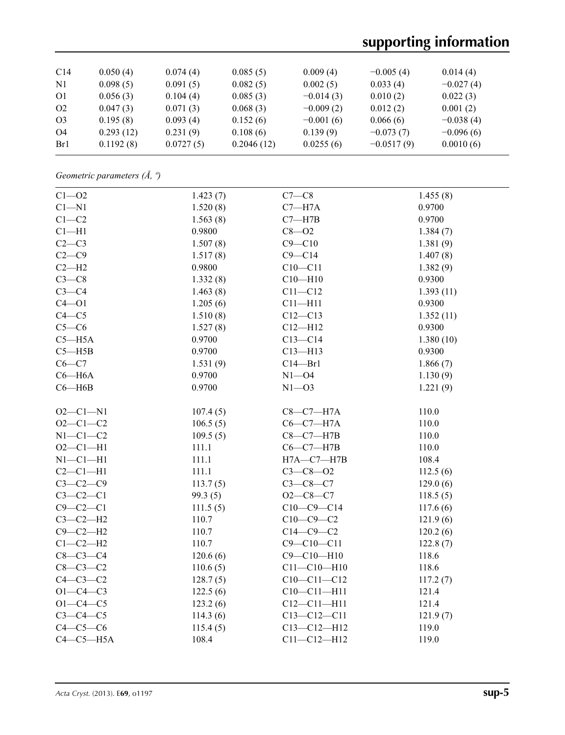| C14 | 0.050 (4) | 0.074 (4) | 0.085 (5) | 0.009 (4) | −0.005 (4) | 0.014 (4) |
|---|---|---|---|---|---|---|
| N1 | 0.098 (5) | 0.091 (5) | 0.082 (5) | 0.002 (5) | 0.033 (4) | −0.027 (4) |
| O1 | 0.056 (3) | 0.104 (4) | 0.085 (3) | −0.014 (3) | 0.010 (2) | 0.022 (3) |
| O2 | 0.047 (3) | 0.071 (3) | 0.068 (3) | −0.009 (2) | 0.012 (2) | 0.001 (2) |
| O3 | 0.195 (8) | 0.093 (4) | 0.152 (6) | −0.001 (6) | 0.066 (6) | −0.038 (4) |
| O4 | 0.293 (12) | 0.231 (9) | 0.108 (6) | 0.139 (9) | −0.073 (7) | −0.096 (6) |
| Br1 | 0.1192 (8) | 0.0727 (5) | 0.2046 (12) | 0.0255 (6) | −0.0517 (9) | 0.0010 (6) |

*Geometric parameters (Å, º)*

| | | | |
|---|---|---|---|
| C1—O2 | 1.423 (7) | C7—C8 | 1.455 (8) |
| C1—N1 | 1.520 (8) | C7—H7A | 0.9700 |
| C1—C2 | 1.563 (8) | C7—H7B | 0.9700 |
| C1—H1 | 0.9800 | C8—O2 | 1.384 (7) |
| C2—C3 | 1.507 (8) | C9—C10 | 1.381 (9) |
| C2—C9 | 1.517 (8) | C9—C14 | 1.407 (8) |
| C2—H2 | 0.9800 | C10—C11 | 1.382 (9) |
| C3—C8 | 1.332 (8) | C10—H10 | 0.9300 |
| C3—C4 | 1.463 (8) | C11—C12 | 1.393 (11) |
| C4—O1 | 1.205 (6) | C11—H11 | 0.9300 |
| C4—C5 | 1.510 (8) | C12—C13 | 1.352 (11) |
| C5—C6 | 1.527 (8) | C12—H12 | 0.9300 |
| C5—H5A | 0.9700 | C13—C14 | 1.380 (10) |
| C5—H5B | 0.9700 | C13—H13 | 0.9300 |
| C6—C7 | 1.531 (9) | C14—Br1 | 1.866 (7) |
| C6—H6A | 0.9700 | N1—O4 | 1.130 (9) |
| C6—H6B | 0.9700 | N1—O3 | 1.221 (9) |
| | | | |
| O2—C1—N1 | 107.4 (5) | C8—C7—H7A | 110.0 |
| O2—C1—C2 | 106.5 (5) | C6—C7—H7A | 110.0 |
| N1—C1—C2 | 109.5 (5) | C8—C7—H7B | 110.0 |
| O2—C1—H1 | 111.1 | C6—C7—H7B | 110.0 |
| N1—C1—H1 | 111.1 | H7A—C7—H7B | 108.4 |
| C2—C1—H1 | 111.1 | C3—C8—O2 | 112.5 (6) |
| C3—C2—C9 | 113.7 (5) | C3—C8—C7 | 129.0 (6) |
| C3—C2—C1 | 99.3 (5) | O2—C8—C7 | 118.5 (5) |
| C9—C2—C1 | 111.5 (5) | C10—C9—C14 | 117.6 (6) |
| C3—C2—H2 | 110.7 | C10—C9—C2 | 121.9 (6) |
| C9—C2—H2 | 110.7 | C14—C9—C2 | 120.2 (6) |
| C1—C2—H2 | 110.7 | C9—C10—C11 | 122.8 (7) |
| C8—C3—C4 | 120.6 (6) | C9—C10—H10 | 118.6 |
| C8—C3—C2 | 110.6 (5) | C11—C10—H10 | 118.6 |
| C4—C3—C2 | 128.7 (5) | C10—C11—C12 | 117.2 (7) |
| O1—C4—C3 | 122.5 (6) | C10—C11—H11 | 121.4 |
| O1—C4—C5 | 123.2 (6) | C12—C11—H11 | 121.4 |
| C3—C4—C5 | 114.3 (6) | C13—C12—C11 | 121.9 (7) |
| C4—C5—C6 | 115.4 (5) | C13—C12—H12 | 119.0 |
| C4—C5—H5A | 108.4 | C11—C12—H12 | 119.0 |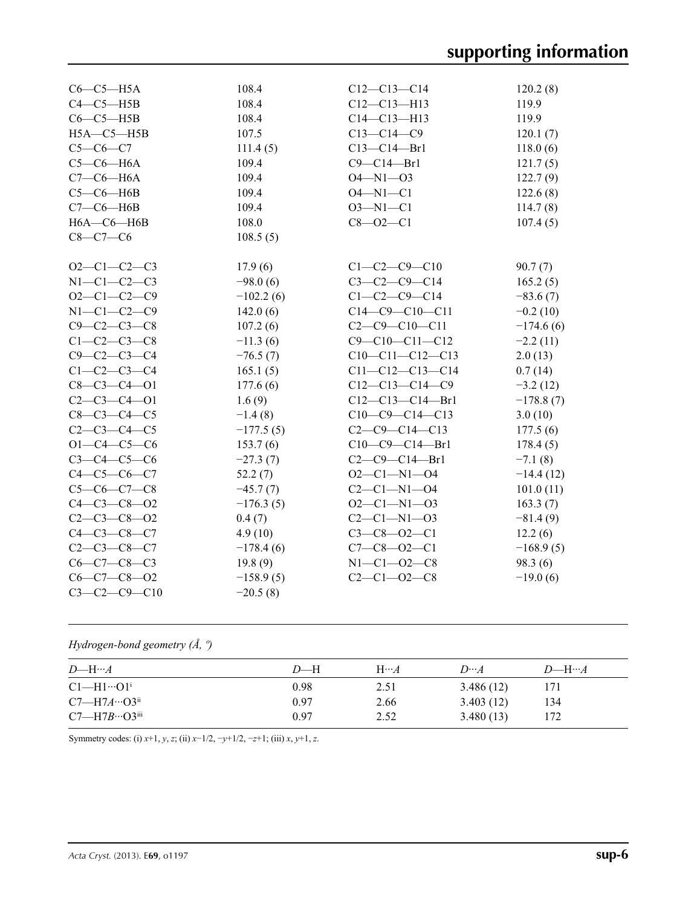| | | | |
|---|---|---|---|
| C6—C5—H5A | 108.4 | C12—C13—C14 | 120.2 (8) |
| C4—C5—H5B | 108.4 | C12—C13—H13 | 119.9 |
| C6—C5—H5B | 108.4 | C14—C13—H13 | 119.9 |
| H5A—C5—H5B | 107.5 | C13—C14—C9 | 120.1 (7) |
| C5—C6—C7 | 111.4 (5) | C13—C14—Br1 | 118.0 (6) |
| C5—C6—H6A | 109.4 | C9—C14—Br1 | 121.7 (5) |
| C7—C6—H6A | 109.4 | O4—N1—O3 | 122.7 (9) |
| C5—C6—H6B | 109.4 | O4—N1—C1 | 122.6 (8) |
| C7—C6—H6B | 109.4 | O3—N1—C1 | 114.7 (8) |
| H6A—C6—H6B | 108.0 | C8—O2—C1 | 107.4 (5) |
| C8—C7—C6 | 108.5 (5) | | |

| | | | |
|---|---|---|---|
| O2—C1—C2—C3 | 17.9 (6) | C1—C2—C9—C10 | 90.7 (7) |
| N1—C1—C2—C3 | −98.0 (6) | C3—C2—C9—C14 | 165.2 (5) |
| O2—C1—C2—C9 | −102.2 (6) | C1—C2—C9—C14 | −83.6 (7) |
| N1—C1—C2—C9 | 142.0 (6) | C14—C9—C10—C11 | −0.2 (10) |
| C9—C2—C3—C8 | 107.2 (6) | C2—C9—C10—C11 | −174.6 (6) |
| C1—C2—C3—C8 | −11.3 (6) | C9—C10—C11—C12 | −2.2 (11) |
| C9—C2—C3—C4 | −76.5 (7) | C10—C11—C12—C13 | 2.0 (13) |
| C1—C2—C3—C4 | 165.1 (5) | C11—C12—C13—C14 | 0.7 (14) |
| C8—C3—C4—O1 | 177.6 (6) | C12—C13—C14—C9 | −3.2 (12) |
| C2—C3—C4—O1 | 1.6 (9) | C12—C13—C14—Br1 | −178.8 (7) |
| C8—C3—C4—C5 | −1.4 (8) | C10—C9—C14—C13 | 3.0 (10) |
| C2—C3—C4—C5 | −177.5 (5) | C2—C9—C14—C13 | 177.5 (6) |
| O1—C4—C5—C6 | 153.7 (6) | C10—C9—C14—Br1 | 178.4 (5) |
| C3—C4—C5—C6 | −27.3 (7) | C2—C9—C14—Br1 | −7.1 (8) |
| C4—C5—C6—C7 | 52.2 (7) | O2—C1—N1—O4 | −14.4 (12) |
| C5—C6—C7—C8 | −45.7 (7) | C2—C1—N1—O4 | 101.0 (11) |
| C4—C3—C8—O2 | −176.3 (5) | O2—C1—N1—O3 | 163.3 (7) |
| C2—C3—C8—O2 | 0.4 (7) | C2—C1—N1—O3 | −81.4 (9) |
| C4—C3—C8—C7 | 4.9 (10) | C3—C8—O2—C1 | 12.2 (6) |
| C2—C3—C8—C7 | −178.4 (6) | C7—C8—O2—C1 | −168.9 (5) |
| C6—C7—C8—C3 | 19.8 (9) | N1—C1—O2—C8 | 98.3 (6) |
| C6—C7—C8—O2 | −158.9 (5) | C2—C1—O2—C8 | −19.0 (6) |
| C3—C2—C9—C10 | −20.5 (8) | | |

*Hydrogen-bond geometry (Å, º)*

| *D*—H···*A* | *D*—H | H···*A* | *D*···*A* | *D*—H···*A* |
|---|---|---|---|---|
| C1—H1···O1[i] | 0.98 | 2.51 | 3.486 (12) | 171 |
| C7—H7*A*···O3[ii] | 0.97 | 2.66 | 3.403 (12) | 134 |
| C7—H7*B*···O3[iii] | 0.97 | 2.52 | 3.480 (13) | 172 |

Symmetry codes: (i) *x*+1, *y*, *z*; (ii) *x*−1/2, −*y*+1/2, −*z*+1; (iii) *x*, *y*+1, *z*.